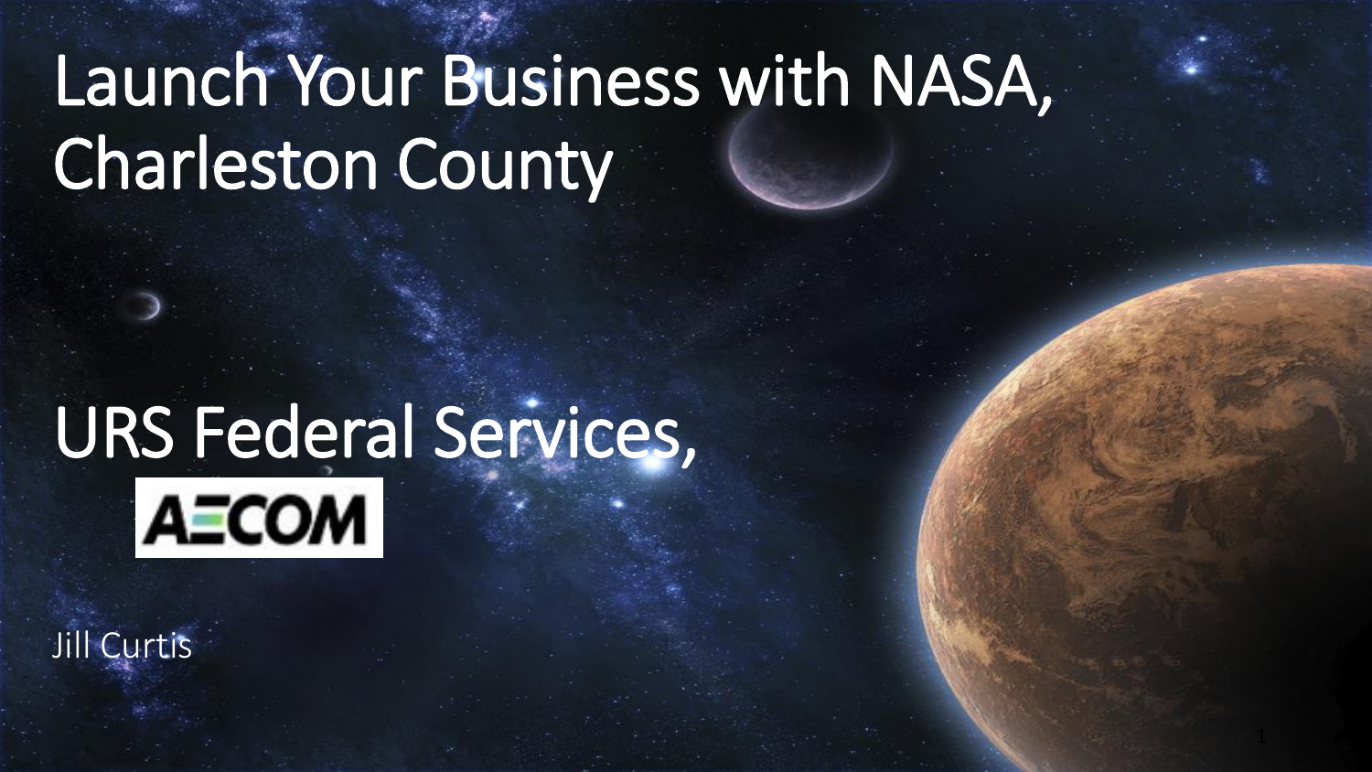# Launch Your Business with NASA, Charleston County

## URS Federal Services,

AECOM

Jill Curtis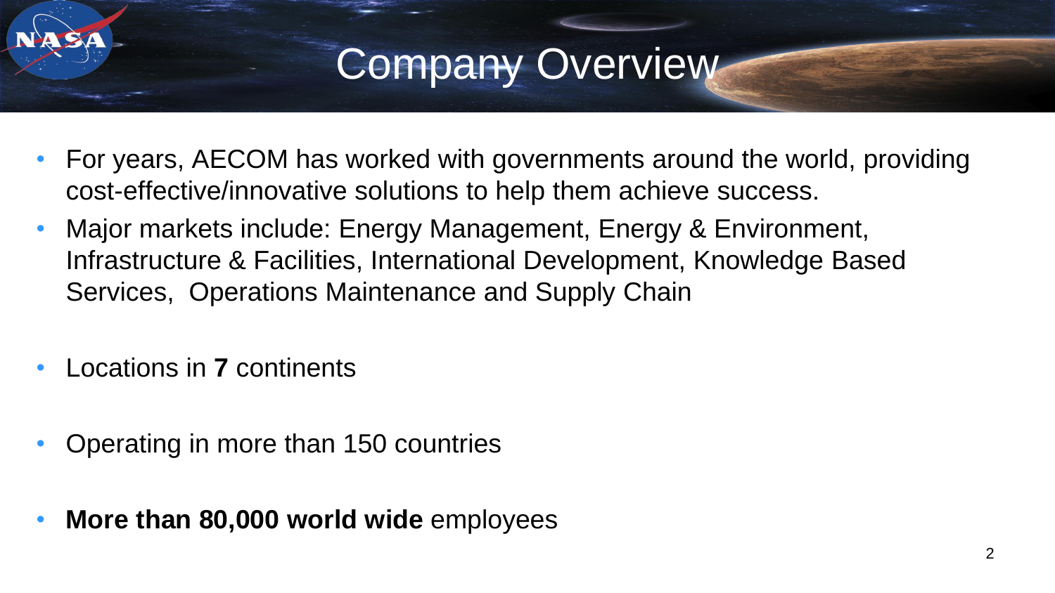# Company Overview

- For years, AECOM has worked with governments around the world, providing cost-effective/innovative solutions to help them achieve success.
- Major markets include: Energy Management, Energy & Environment, Infrastructure & Facilities, International Development, Knowledge Based Services, Operations Maintenance and Supply Chain
- Locations in **7** continents
- Operating in more than 150 countries
- **More than 80,000 world wide** employees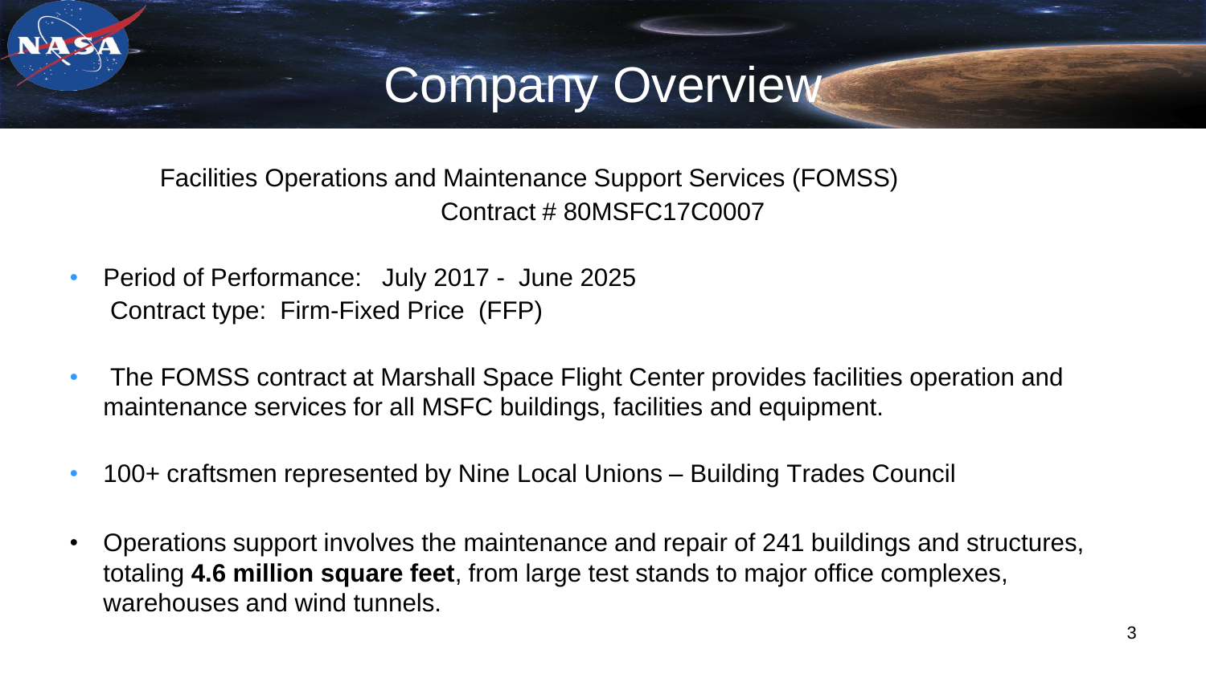# Company Overview

Facilities Operations and Maintenance Support Services (FOMSS)
Contract # 80MSFC17C0007

- Period of Performance: July 2017 - June 2025
  Contract type: Firm-Fixed Price (FFP)
- The FOMSS contract at Marshall Space Flight Center provides facilities operation and maintenance services for all MSFC buildings, facilities and equipment.
- 100+ craftsmen represented by Nine Local Unions – Building Trades Council
- Operations support involves the maintenance and repair of 241 buildings and structures, totaling **4.6 million square feet**, from large test stands to major office complexes, warehouses and wind tunnels.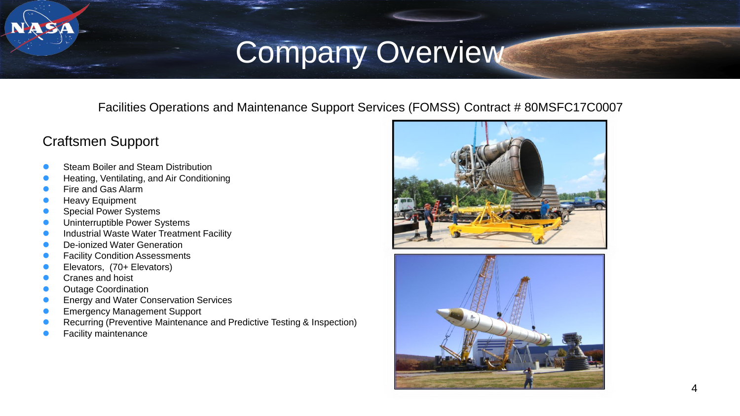# Company Overview

Facilities Operations and Maintenance Support Services (FOMSS) Contract # 80MSFC17C0007

## Craftsmen Support

- Steam Boiler and Steam Distribution
- Heating, Ventilating, and Air Conditioning
- Fire and Gas Alarm
- Heavy Equipment
- Special Power Systems
- Uninterruptible Power Systems
- Industrial Waste Water Treatment Facility
- De-ionized Water Generation
- Facility Condition Assessments
- Elevators,  (70+ Elevators)
- Cranes and hoist
- Outage Coordination
- Energy and Water Conservation Services
- Emergency Management Support
- Recurring (Preventive Maintenance and Predictive Testing & Inspection)
- Facility maintenance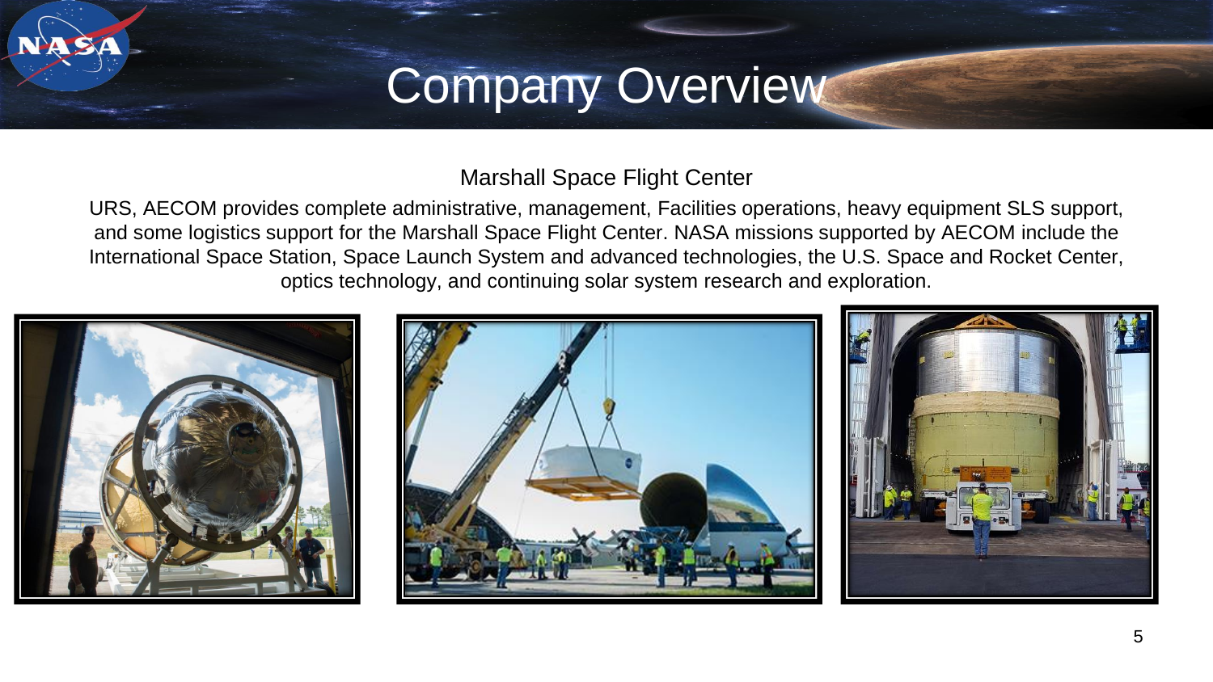# Company Overview

## Marshall Space Flight Center

URS, AECOM provides complete administrative, management, Facilities operations, heavy equipment SLS support, and some logistics support for the Marshall Space Flight Center. NASA missions supported by AECOM include the International Space Station, Space Launch System and advanced technologies, the U.S. Space and Rocket Center, optics technology, and continuing solar system research and exploration.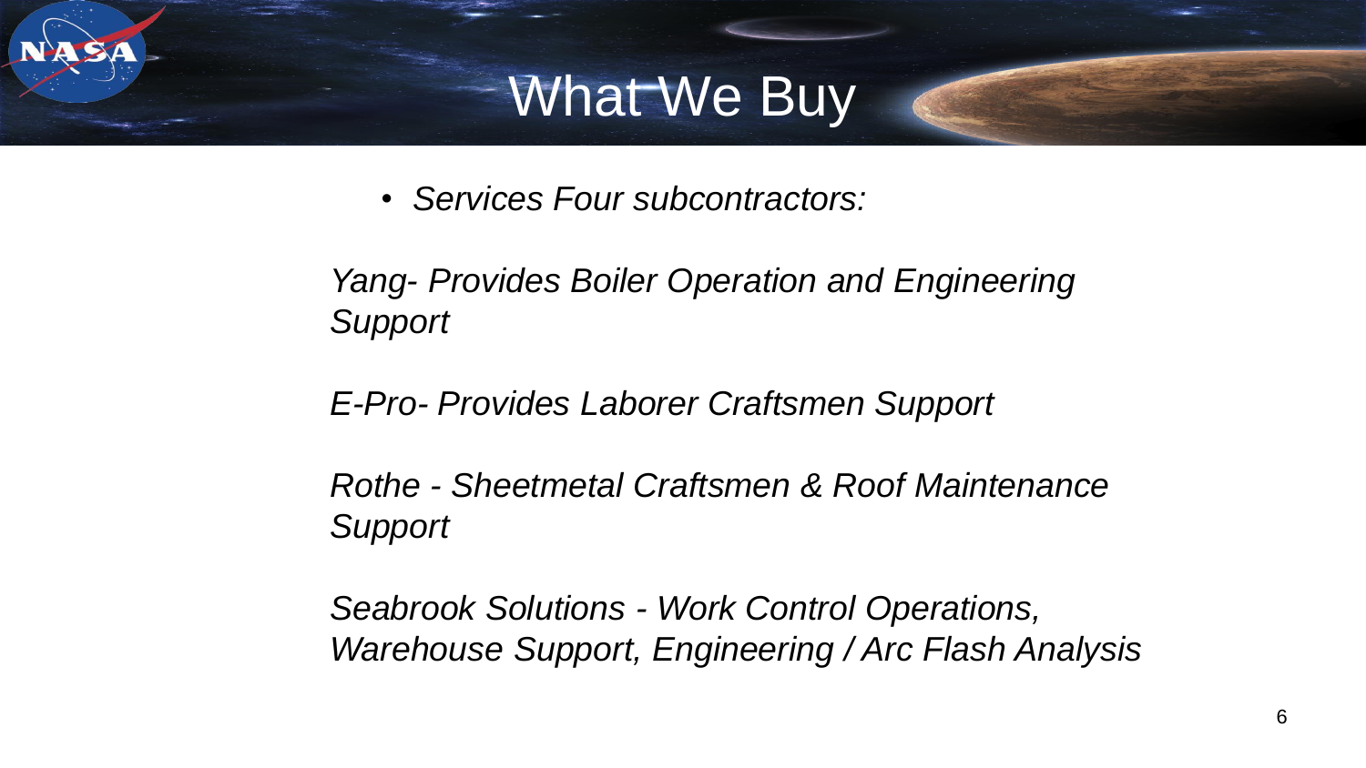# What We Buy

- *Services Four subcontractors:*

*Yang- Provides Boiler Operation and Engineering Support*

*E-Pro- Provides Laborer Craftsmen Support*

*Rothe - Sheetmetal Craftsmen & Roof Maintenance Support*

*Seabrook Solutions - Work Control Operations, Warehouse Support, Engineering / Arc Flash Analysis*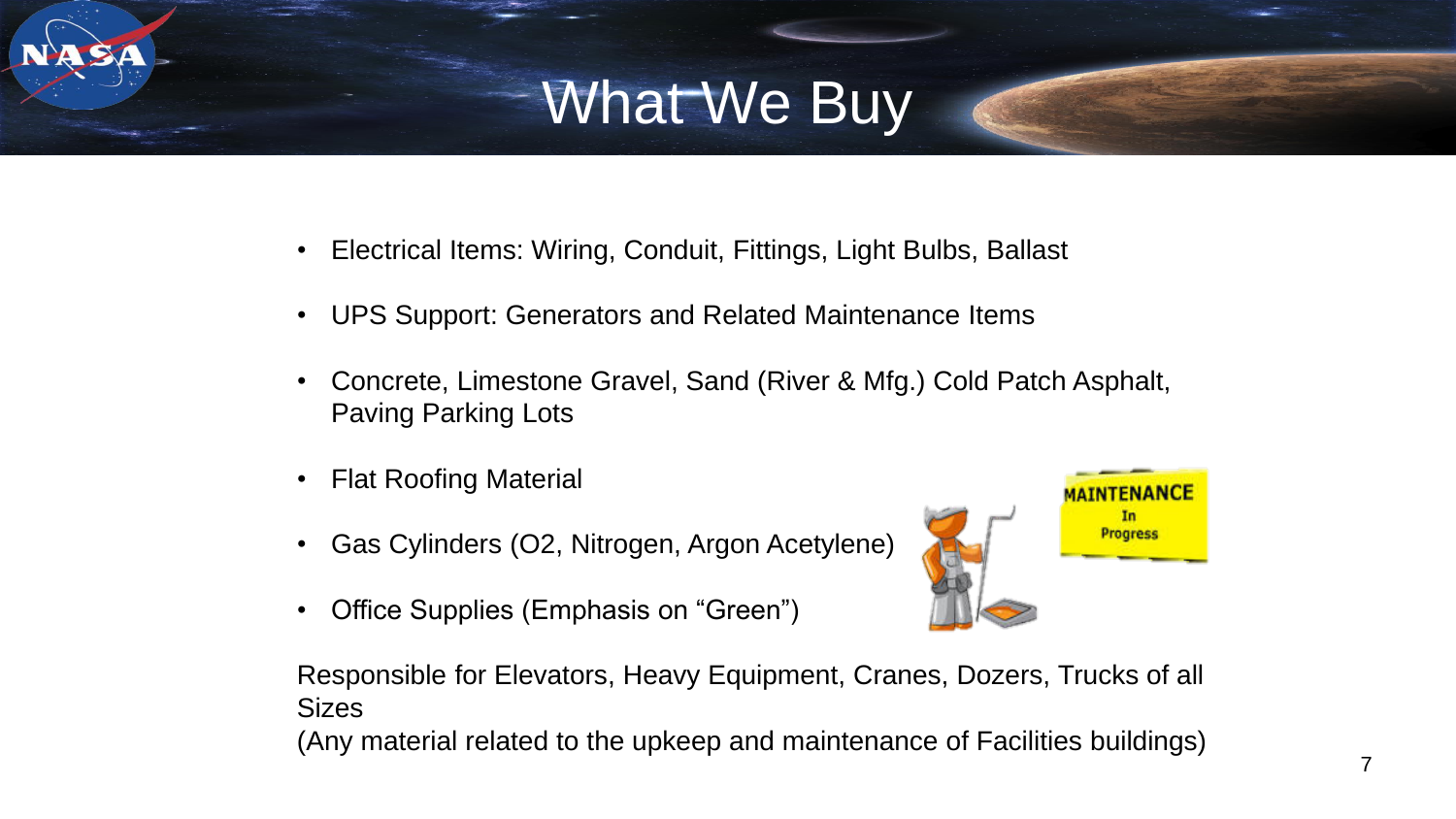# What We Buy

- Electrical Items: Wiring, Conduit, Fittings, Light Bulbs, Ballast
- UPS Support: Generators and Related Maintenance Items
- Concrete, Limestone Gravel, Sand (River & Mfg.) Cold Patch Asphalt, Paving Parking Lots
- Flat Roofing Material
- Gas Cylinders (O2, Nitrogen, Argon Acetylene)
- Office Supplies (Emphasis on “Green”)

Responsible for Elevators, Heavy Equipment, Cranes, Dozers, Trucks of all Sizes
(Any material related to the upkeep and maintenance of Facilities buildings)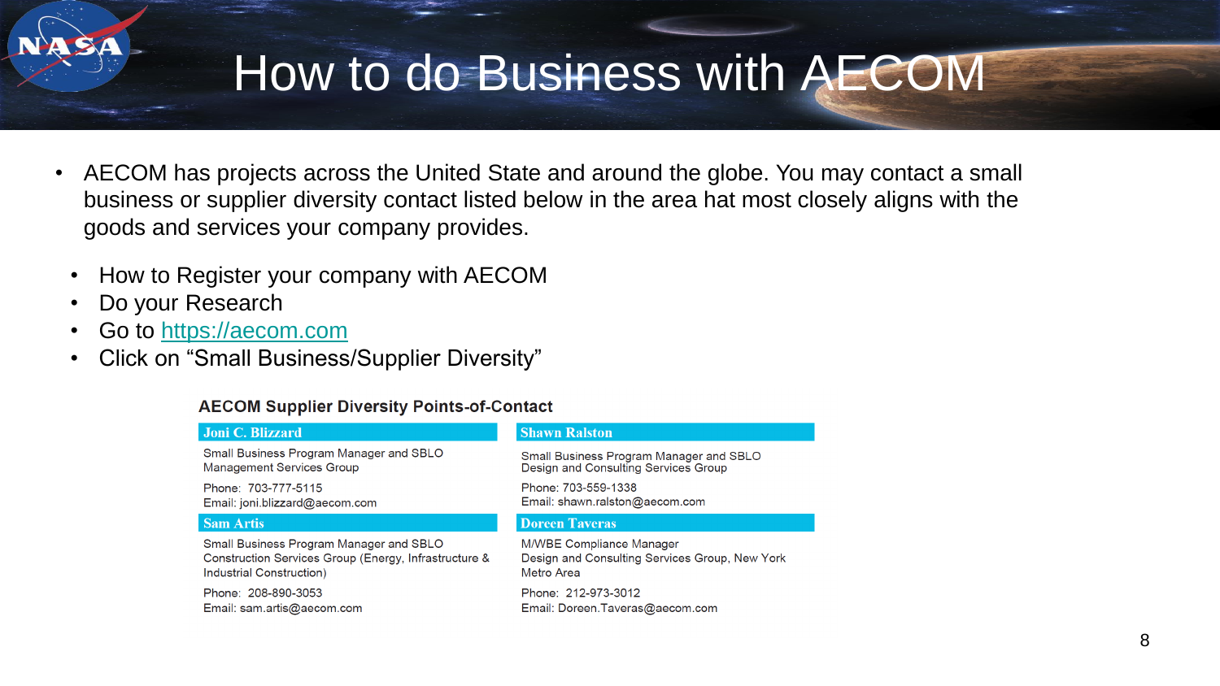# How to do Business with AECOM

- AECOM has projects across the United State and around the globe. You may contact a small business or supplier diversity contact listed below in the area hat most closely aligns with the goods and services your company provides.
  - How to Register your company with AECOM
  - Do your Research
  - Go to [https://aecom.com](https://aecom.com)
  - Click on "Small Business/Supplier Diversity"

**AECOM Supplier Diversity Points-of-Contact**

| Joni C. Blizzard | Shawn Ralston |
|---|---|
| Small Business Program Manager and SBLO<br>Management Services Group<br><br>Phone: 703-777-5115<br>Email: joni.blizzard@aecom.com | Small Business Program Manager and SBLO<br>Design and Consulting Services Group<br><br>Phone: 703-559-1338<br>Email: shawn.ralston@aecom.com |
| **Sam Artis** | **Doreen Taveras** |
| Small Business Program Manager and SBLO<br>Construction Services Group (Energy, Infrastructure & Industrial Construction)<br><br>Phone: 208-890-3053<br>Email: sam.artis@aecom.com | M/WBE Compliance Manager<br>Design and Consulting Services Group, New York Metro Area<br><br>Phone: 212-973-3012<br>Email: Doreen.Taveras@aecom.com |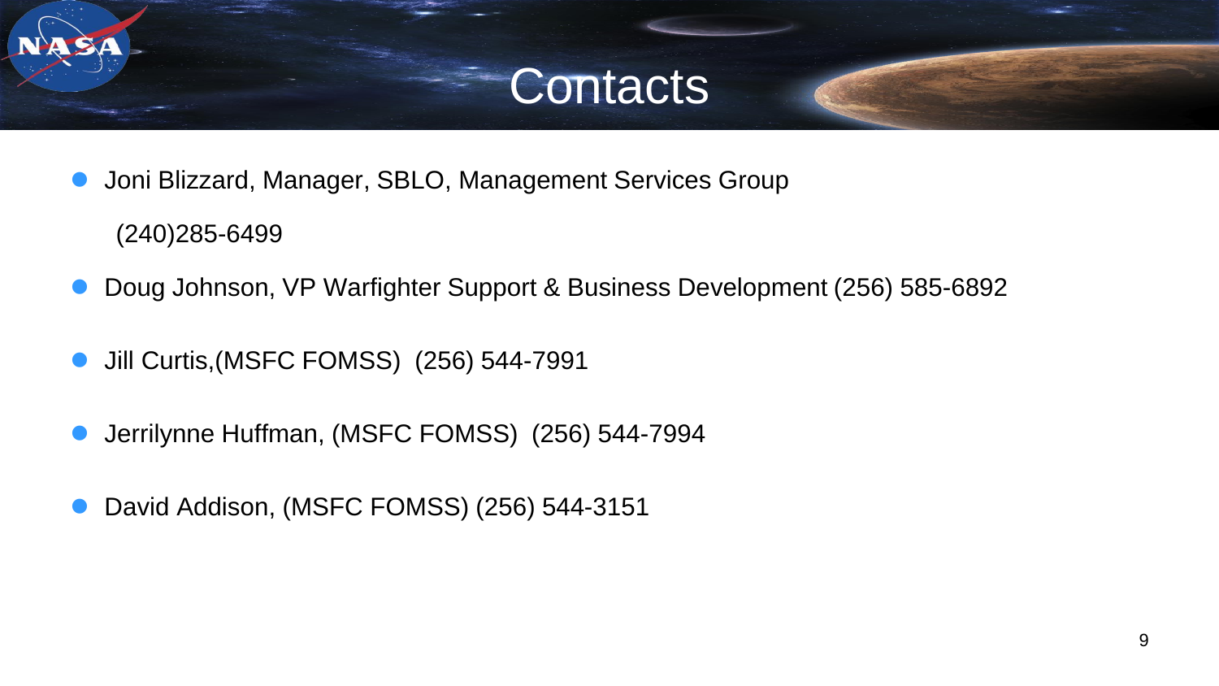# Contacts

- Joni Blizzard, Manager, SBLO, Management Services Group

  (240)285-6499

- Doug Johnson, VP Warfighter Support & Business Development (256) 585-6892

- Jill Curtis,(MSFC FOMSS) (256) 544-7991

- Jerrilynne Huffman, (MSFC FOMSS) (256) 544-7994

- David Addison, (MSFC FOMSS) (256) 544-3151